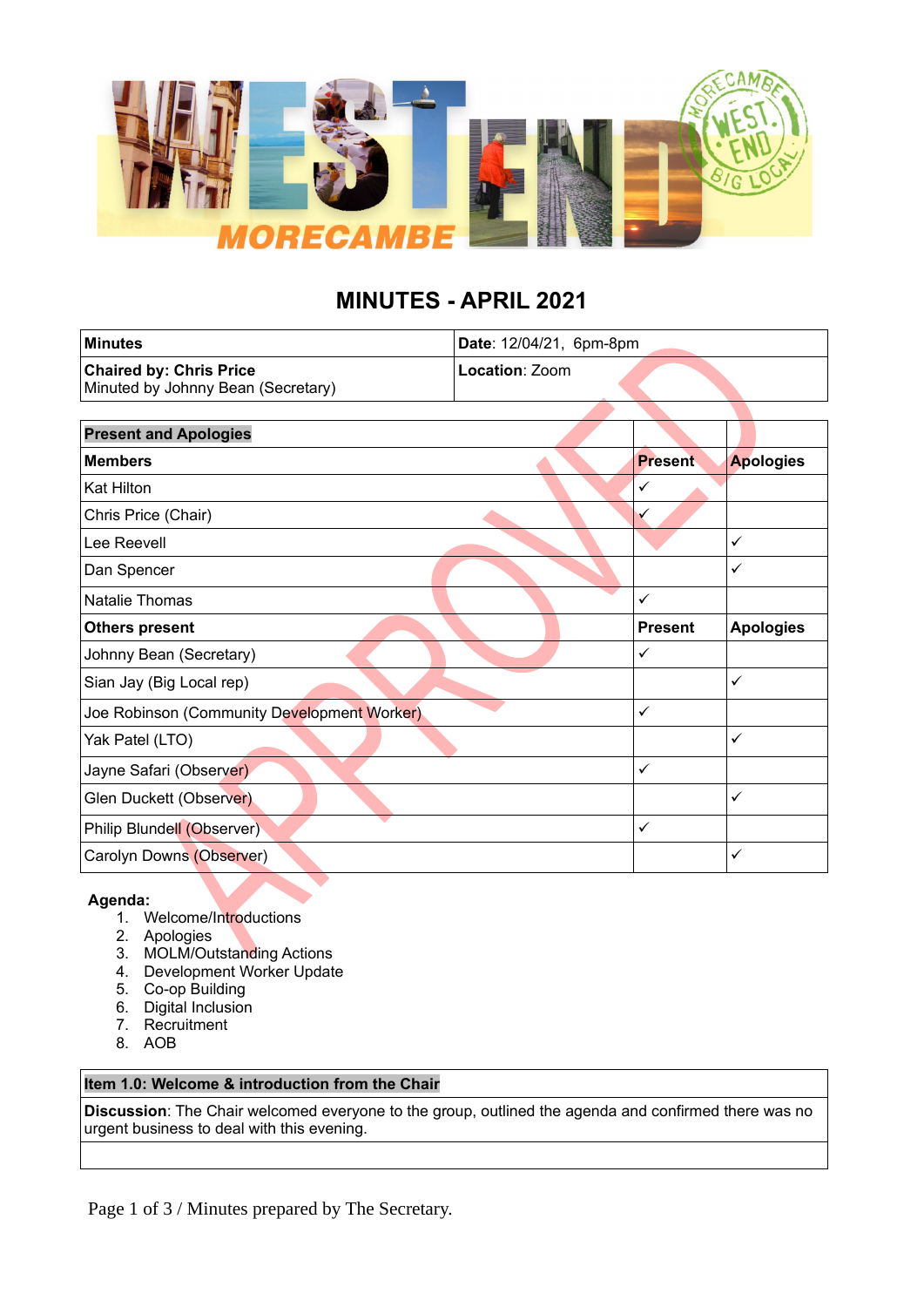# MINUTES - APRIL 2021

| **Minutes** | **Date**: 12/04/21, 6pm-8pm |
|---|---|
| **Chaired by: Chris Price**<br>Minuted by Johnny Bean (Secretary) | **Location**: Zoom |

| **Present and Apologies** | | |
|---|---|---|
| **Members** | **Present** | **Apologies** |
| Kat Hilton | ✓ | |
| Chris Price (Chair) | ✓ | |
| Lee Reevell | | ✓ |
| Dan Spencer | | ✓ |
| Natalie Thomas | ✓ | |
| **Others present** | **Present** | **Apologies** |
| Johnny Bean (Secretary) | ✓ | |
| Sian Jay (Big Local rep) | | ✓ |
| Joe Robinson (Community Development Worker) | ✓ | |
| Yak Patel (LTO) | | ✓ |
| Jayne Safari (Observer) | ✓ | |
| Glen Duckett (Observer) | | ✓ |
| Philip Blundell (Observer) | ✓ | |
| Carolyn Downs (Observer) | | ✓ |

**Agenda:**
1. Welcome/Introductions
2. Apologies
3. MOLM/Outstanding Actions
4. Development Worker Update
5. Co-op Building
6. Digital Inclusion
7. Recruitment
8. AOB

| **Item 1.0: Welcome & introduction from the Chair** |
|---|
| **Discussion**: The Chair welcomed everyone to the group, outlined the agenda and confirmed there was no urgent business to deal with this evening. |
| |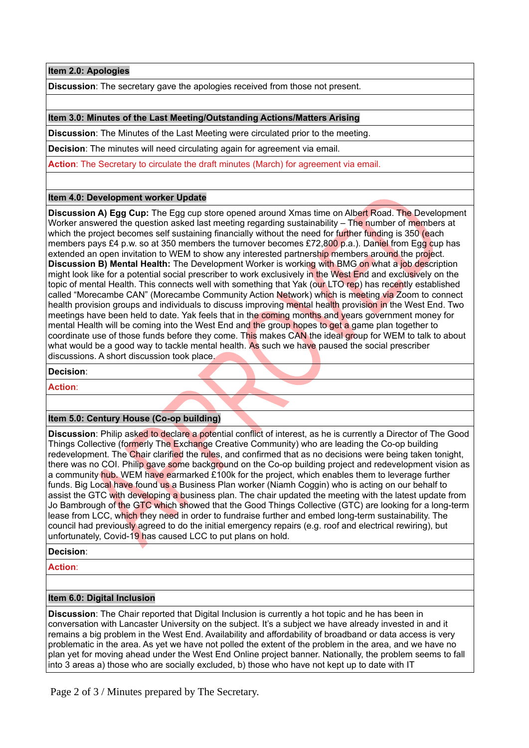**Item 2.0: Apologies**

**Discussion**: The secretary gave the apologies received from those not present.

**Item 3.0: Minutes of the Last Meeting/Outstanding Actions/Matters Arising**

**Discussion**: The Minutes of the Last Meeting were circulated prior to the meeting.

**Decision**: The minutes will need circulating again for agreement via email.

**Action**: The Secretary to circulate the draft minutes (March) for agreement via email.

**Item 4.0: Development worker Update**

**Discussion A) Egg Cup:** The Egg cup store opened around Xmas time on Albert Road. The Development Worker answered the question asked last meeting regarding sustainability – The number of members at which the project becomes self sustaining financially without the need for further funding is 350 (each members pays £4 p.w. so at 350 members the turnover becomes £72,800 p.a.). Daniel from Egg cup has extended an open invitation to WEM to show any interested partnership members around the project.
**Discussion B) Mental Health:** The Development Worker is working with BMG on what a job description might look like for a potential social prescriber to work exclusively in the West End and exclusively on the topic of mental Health. This connects well with something that Yak (our LTO rep) has recently established called "Morecambe CAN" (Morecambe Community Action Network) which is meeting via Zoom to connect health provision groups and individuals to discuss improving mental health provision in the West End. Two meetings have been held to date. Yak feels that in the coming months and years government money for mental Health will be coming into the West End and the group hopes to get a game plan together to coordinate use of those funds before they come. This makes CAN the ideal group for WEM to talk to about what would be a good way to tackle mental health. As such we have paused the social prescriber discussions. A short discussion took place.

**Decision**:

**Action**:

**Item 5.0: Century House (Co-op building)**

**Discussion**: Philip asked to declare a potential conflict of interest, as he is currently a Director of The Good Things Collective (formerly The Exchange Creative Community) who are leading the Co-op building redevelopment. The Chair clarified the rules, and confirmed that as no decisions were being taken tonight, there was no COI. Philip gave some background on the Co-op building project and redevelopment vision as a community hub. WEM have earmarked £100k for the project, which enables them to leverage further funds. Big Local have found us a Business Plan worker (Niamh Coggin) who is acting on our behalf to assist the GTC with developing a business plan. The chair updated the meeting with the latest update from Jo Bambrough of the GTC which showed that the Good Things Collective (GTC) are looking for a long-term lease from LCC, which they need in order to fundraise further and embed long-term sustainability. The council had previously agreed to do the initial emergency repairs (e.g. roof and electrical rewiring), but unfortunately, Covid-19 has caused LCC to put plans on hold.

**Decision**:

**Action**:

**Item 6.0: Digital Inclusion**

**Discussion**: The Chair reported that Digital Inclusion is currently a hot topic and he has been in conversation with Lancaster University on the subject. It's a subject we have already invested in and it remains a big problem in the West End. Availability and affordability of broadband or data access is very problematic in the area. As yet we have not polled the extent of the problem in the area, and we have no plan yet for moving ahead under the West End Online project banner. Nationally, the problem seems to fall into 3 areas a) those who are socially excluded, b) those who have not kept up to date with IT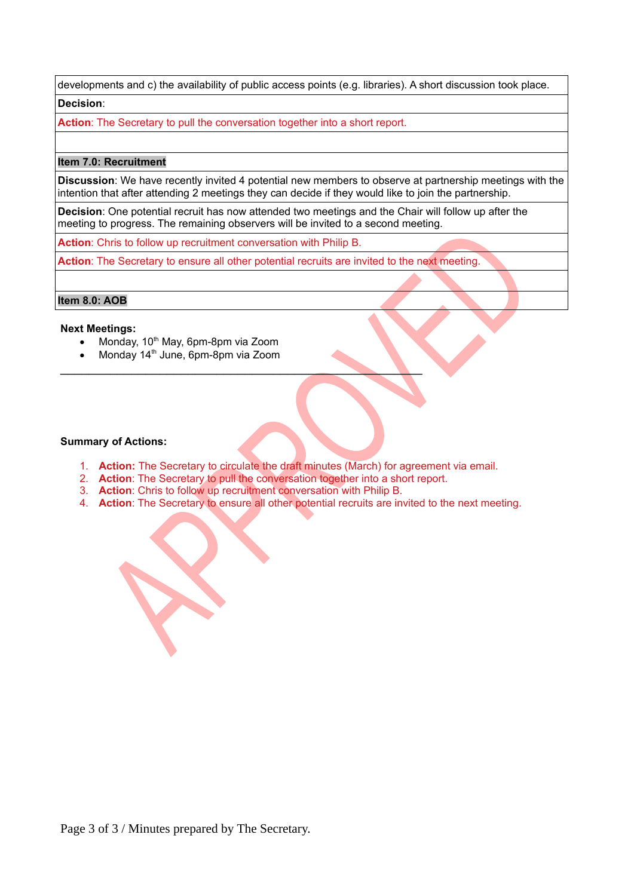| |
|---|
| developments and c) the availability of public access points (e.g. libraries). A short discussion took place. |
| **Decision**: |
| **Action**: The Secretary to pull the conversation together into a short report. |
| |
| **Item 7.0: Recruitment** |
| **Discussion**: We have recently invited 4 potential new members to observe at partnership meetings with the intention that after attending 2 meetings they can decide if they would like to join the partnership. |
| **Decision**: One potential recruit has now attended two meetings and the Chair will follow up after the meeting to progress. The remaining observers will be invited to a second meeting. |
| **Action**: Chris to follow up recruitment conversation with Philip B. |
| **Action**: The Secretary to ensure all other potential recruits are invited to the next meeting. |
| |
| **Item 8.0: AOB** |

**Next Meetings:**

- Monday, 10th May, 6pm-8pm via Zoom
- Monday 14th June, 6pm-8pm via Zoom

---

**Summary of Actions:**

1. **Action:** The Secretary to circulate the draft minutes (March) for agreement via email.
2. **Action**: The Secretary to pull the conversation together into a short report.
3. **Action**: Chris to follow up recruitment conversation with Philip B.
4. **Action**: The Secretary to ensure all other potential recruits are invited to the next meeting.

APPROVED

Minutes prepared by The Secretary.